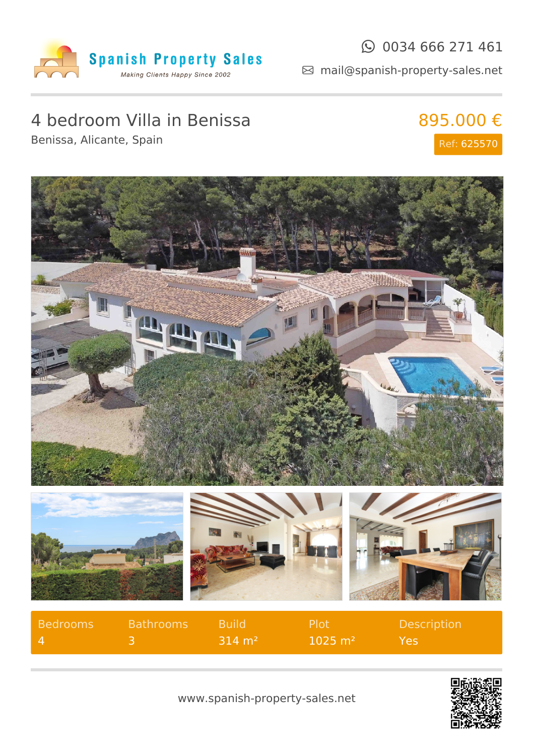Spanish Property Sales

*Making Clients Happy Since 2002*

0034 666 271 461

mail@spanish-property-sales.net

# 4 bedroom Villa in Benissa

Benissa, Alicante, Spain

**895.000 €**

Ref: 625570

| Bedrooms | Bathrooms | Build | Plot | Description |
| --- | --- | --- | --- | --- |
| 4 | 3 | 314 m² | 1025 m² | Yes |

www.spanish-property-sales.net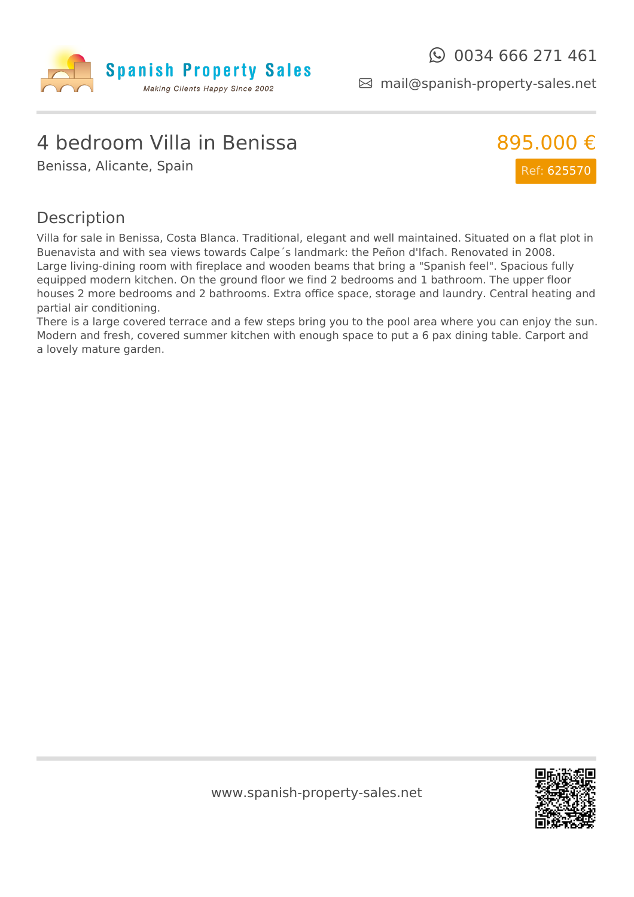0034 666 271 461

mail@spanish-property-sales.net

# 4 bedroom Villa in Benissa

Benissa, Alicante, Spain

895.000 €

Ref: 625570

## Description

Villa for sale in Benissa, Costa Blanca. Traditional, elegant and well maintained. Situated on a flat plot in Buenavista and with sea views towards Calpe´s landmark: the Peñon d'Ifach. Renovated in 2008.
Large living-dining room with fireplace and wooden beams that bring a "Spanish feel". Spacious fully equipped modern kitchen. On the ground floor we find 2 bedrooms and 1 bathroom. The upper floor houses 2 more bedrooms and 2 bathrooms. Extra office space, storage and laundry. Central heating and partial air conditioning.
There is a large covered terrace and a few steps bring you to the pool area where you can enjoy the sun. Modern and fresh, covered summer kitchen with enough space to put a 6 pax dining table. Carport and a lovely mature garden.

www.spanish-property-sales.net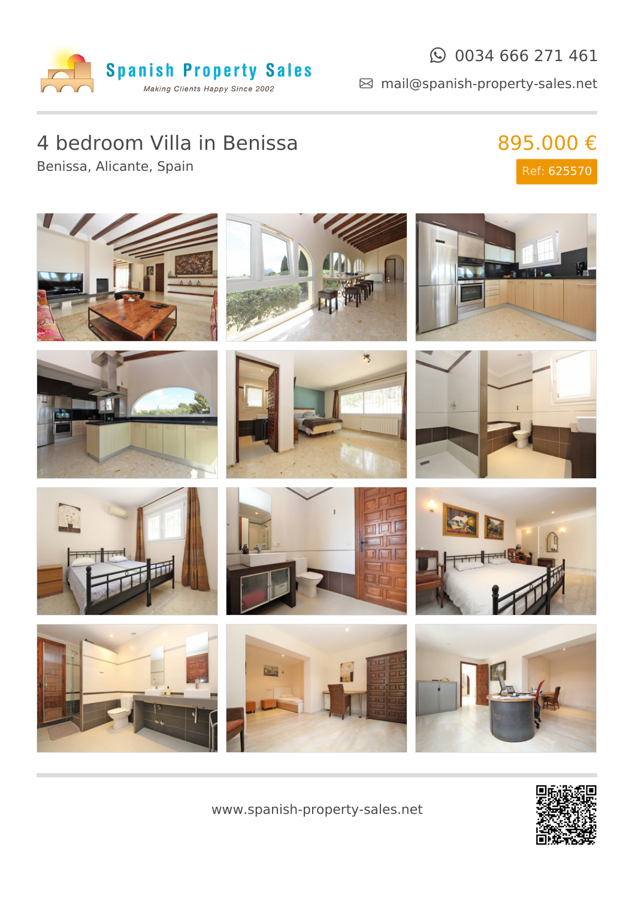Spanish Property Sales

*Making Clients Happy Since 2002*

0034 666 271 461

mail@spanish-property-sales.net

# 4 bedroom Villa in Benissa

Benissa, Alicante, Spain

895.000 €

Ref: 625570

www.spanish-property-sales.net